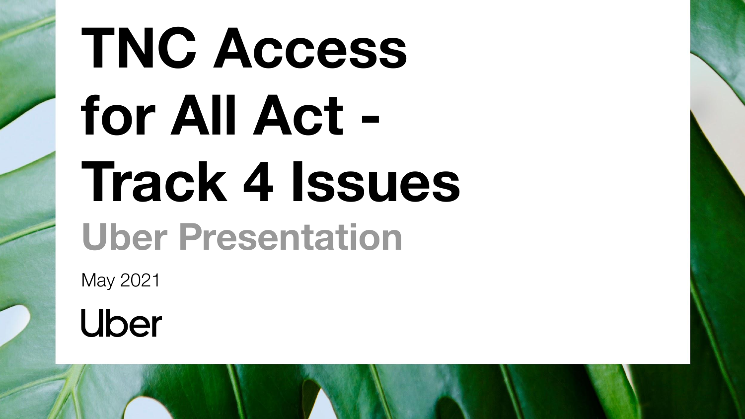# TNC Access for All Act - Track 4 Issues

## Uber Presentation

May 2021

Uber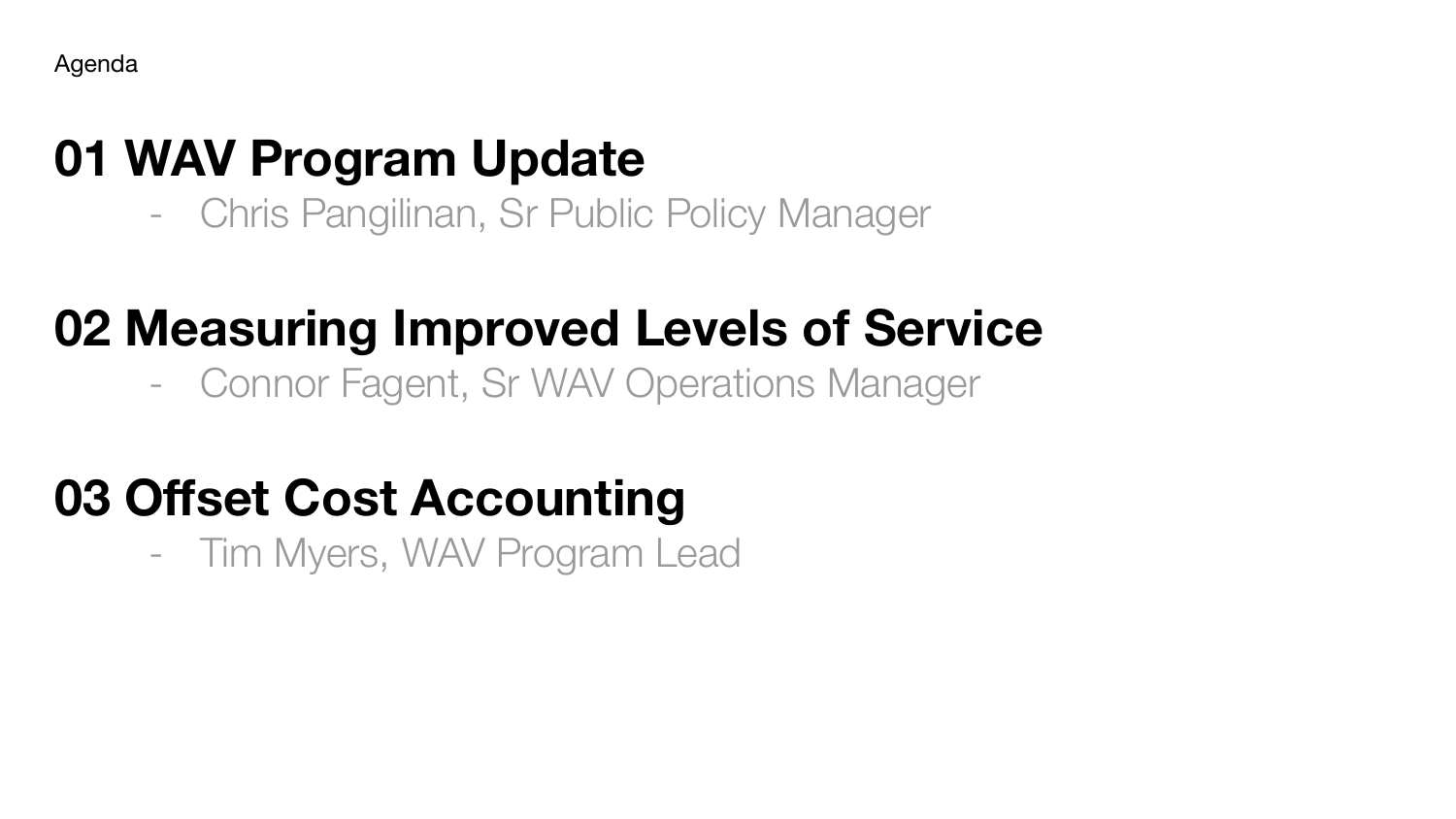Agenda

## 01 WAV Program Update

- Chris Pangilinan, Sr Public Policy Manager

## 02 Measuring Improved Levels of Service

- Connor Fagent, Sr WAV Operations Manager

## 03 Offset Cost Accounting

- Tim Myers, WAV Program Lead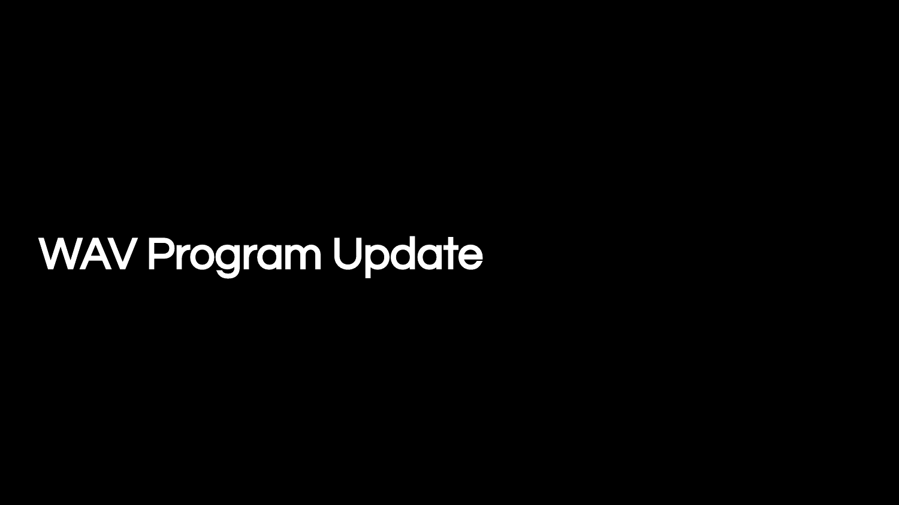# WAV Program Update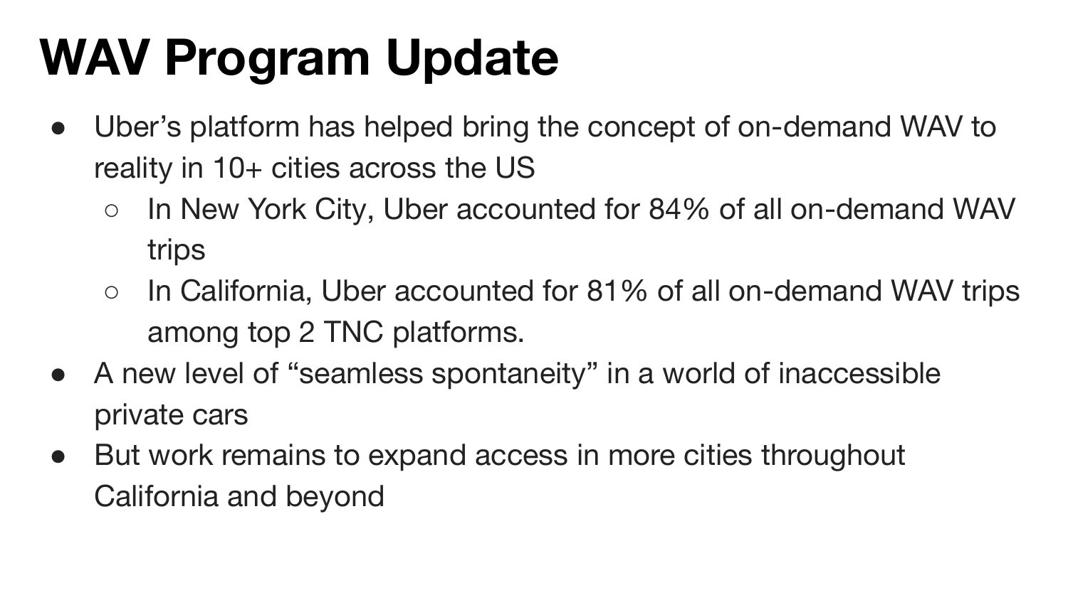# WAV Program Update

- Uber's platform has helped bring the concept of on-demand WAV to reality in 10+ cities across the US
  - In New York City, Uber accounted for 84% of all on-demand WAV trips
  - In California, Uber accounted for 81% of all on-demand WAV trips among top 2 TNC platforms.
- A new level of "seamless spontaneity" in a world of inaccessible private cars
- But work remains to expand access in more cities throughout California and beyond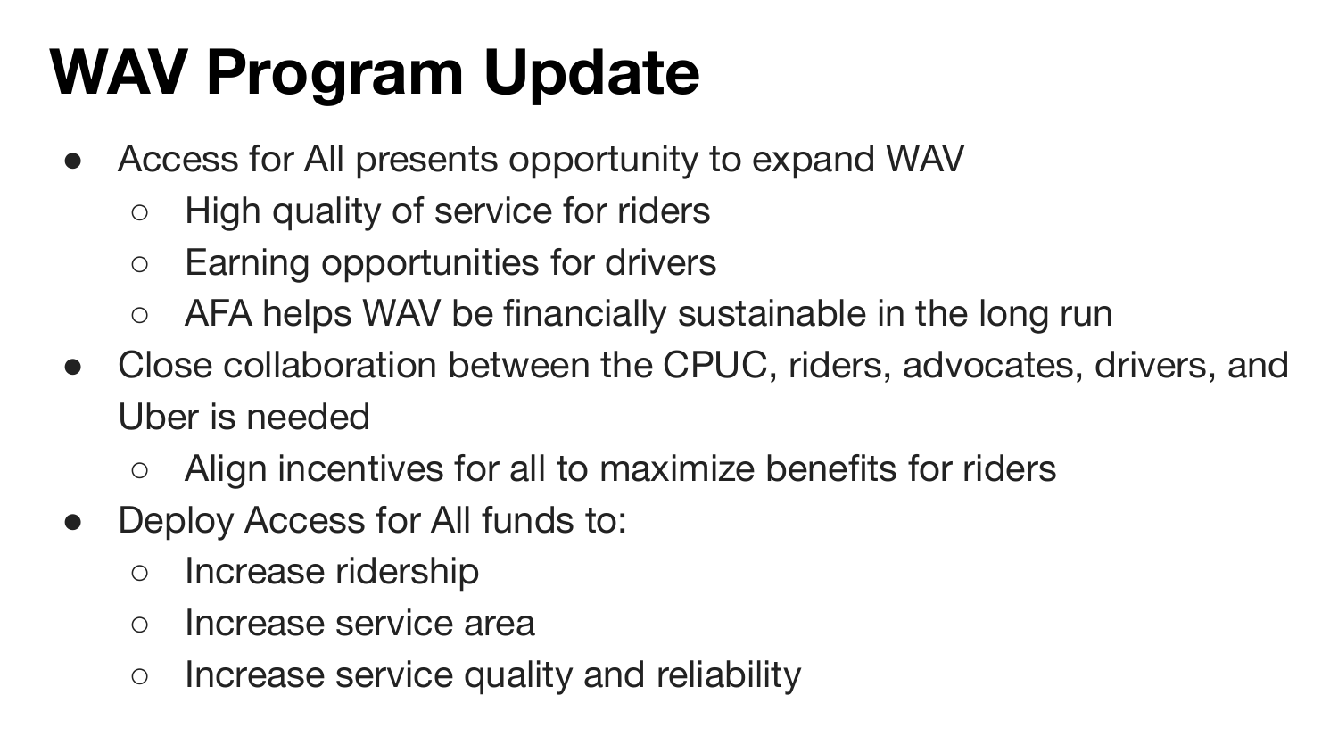# WAV Program Update

- Access for All presents opportunity to expand WAV
  - High quality of service for riders
  - Earning opportunities for drivers
  - AFA helps WAV be financially sustainable in the long run
- Close collaboration between the CPUC, riders, advocates, drivers, and Uber is needed
  - Align incentives for all to maximize benefits for riders
- Deploy Access for All funds to:
  - Increase ridership
  - Increase service area
  - Increase service quality and reliability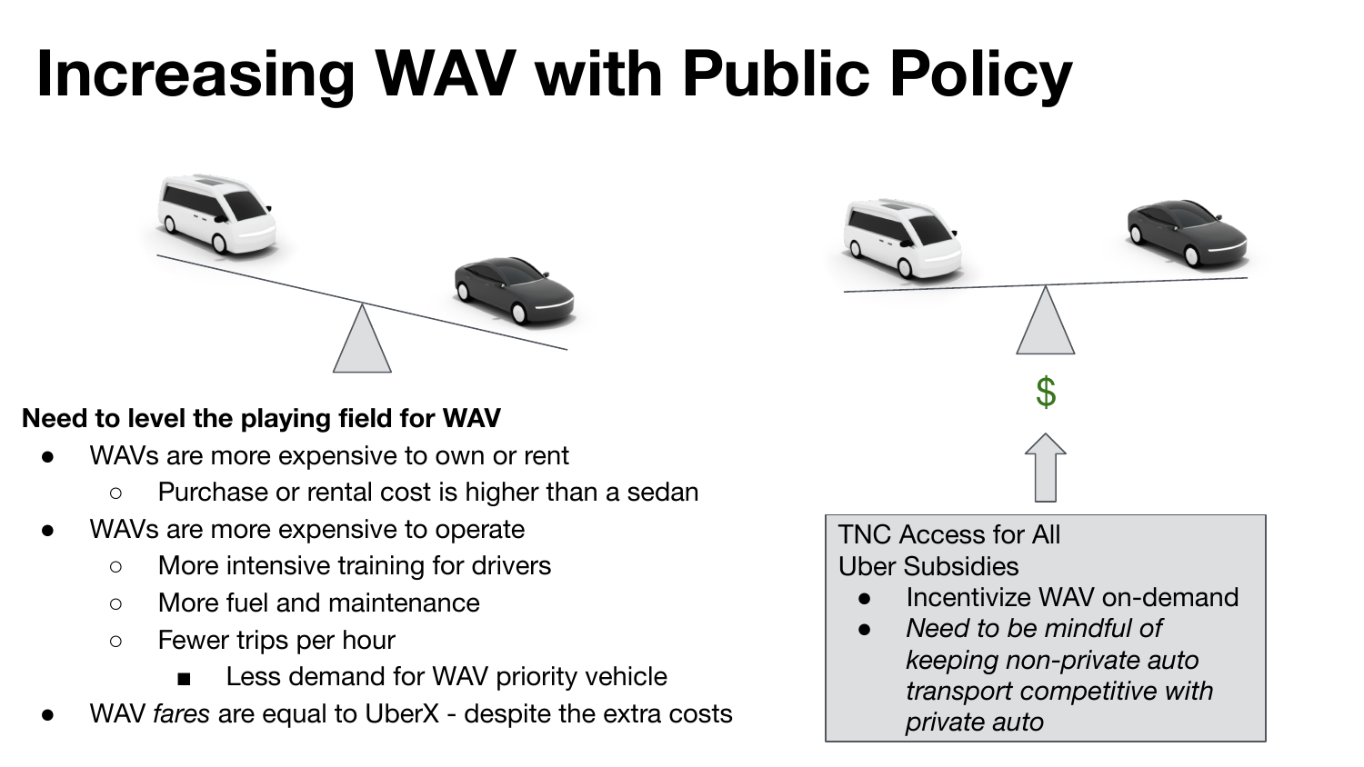# Increasing WAV with Public Policy

**Need to level the playing field for WAV**

- WAVs are more expensive to own or rent
  - Purchase or rental cost is higher than a sedan
- WAVs are more expensive to operate
  - More intensive training for drivers
  - More fuel and maintenance
  - Fewer trips per hour
    - Less demand for WAV priority vehicle
- WAV *fares* are equal to UberX - despite the extra costs

$

TNC Access for All
Uber Subsidies

- Incentivize WAV on-demand
- *Need to be mindful of keeping non-private auto transport competitive with private auto*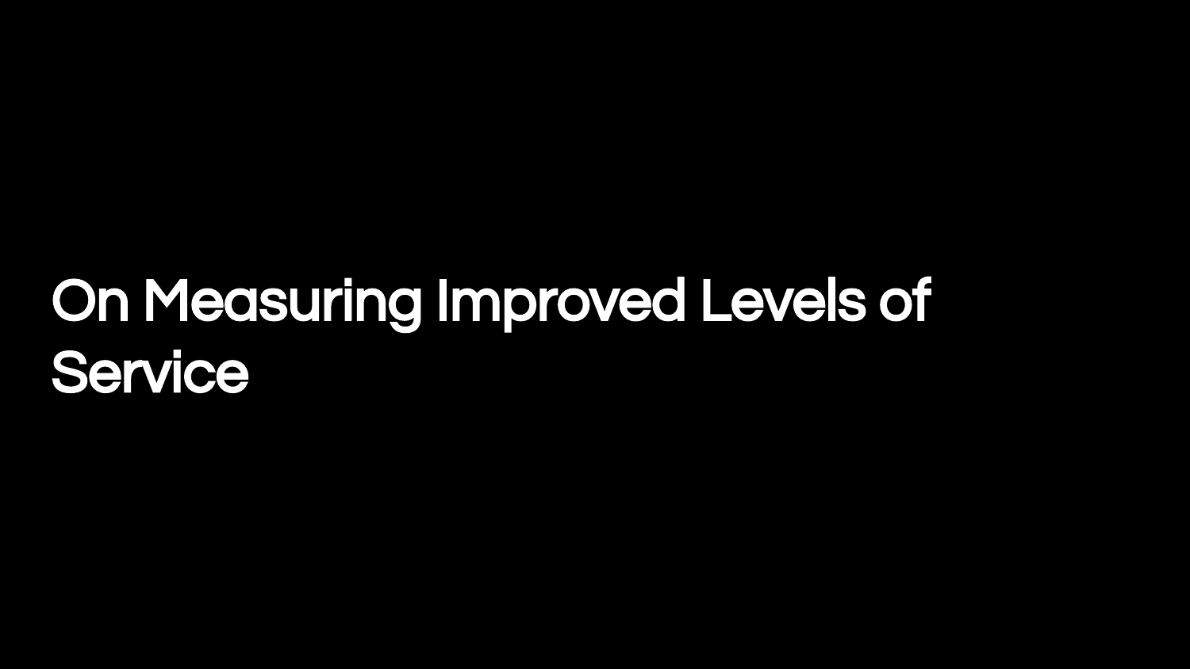# On Measuring Improved Levels of Service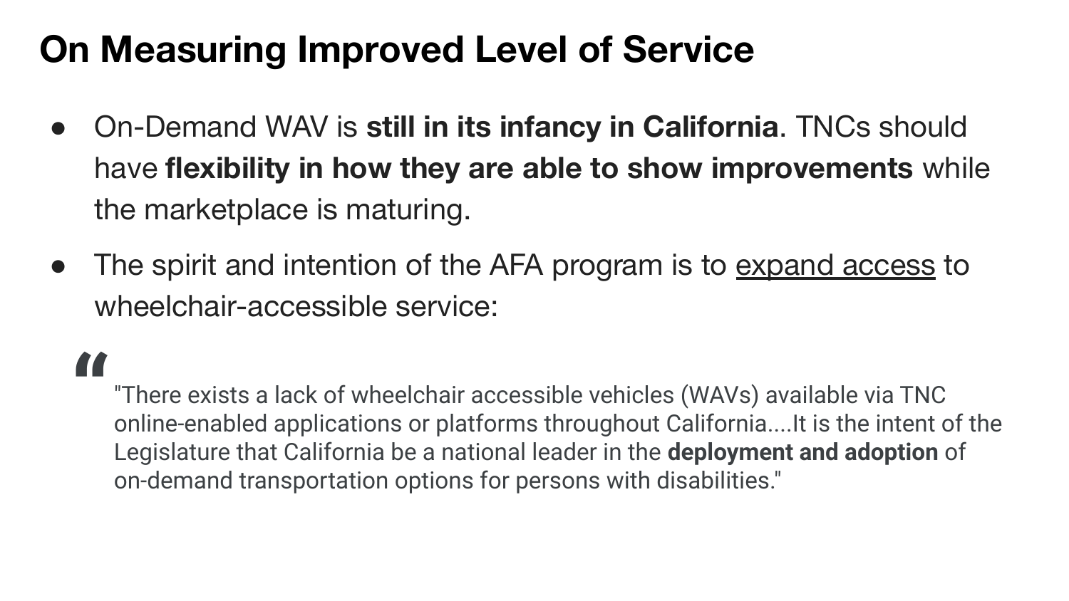# On Measuring Improved Level of Service

- On-Demand WAV is **still in its infancy in California**. TNCs should have **flexibility in how they are able to show improvements** while the marketplace is maturing.
- The spirit and intention of the AFA program is to <u>expand access</u> to wheelchair-accessible service:

> "There exists a lack of wheelchair accessible vehicles (WAVs) available via TNC online-enabled applications or platforms throughout California....It is the intent of the Legislature that California be a national leader in the **deployment and adoption** of on-demand transportation options for persons with disabilities."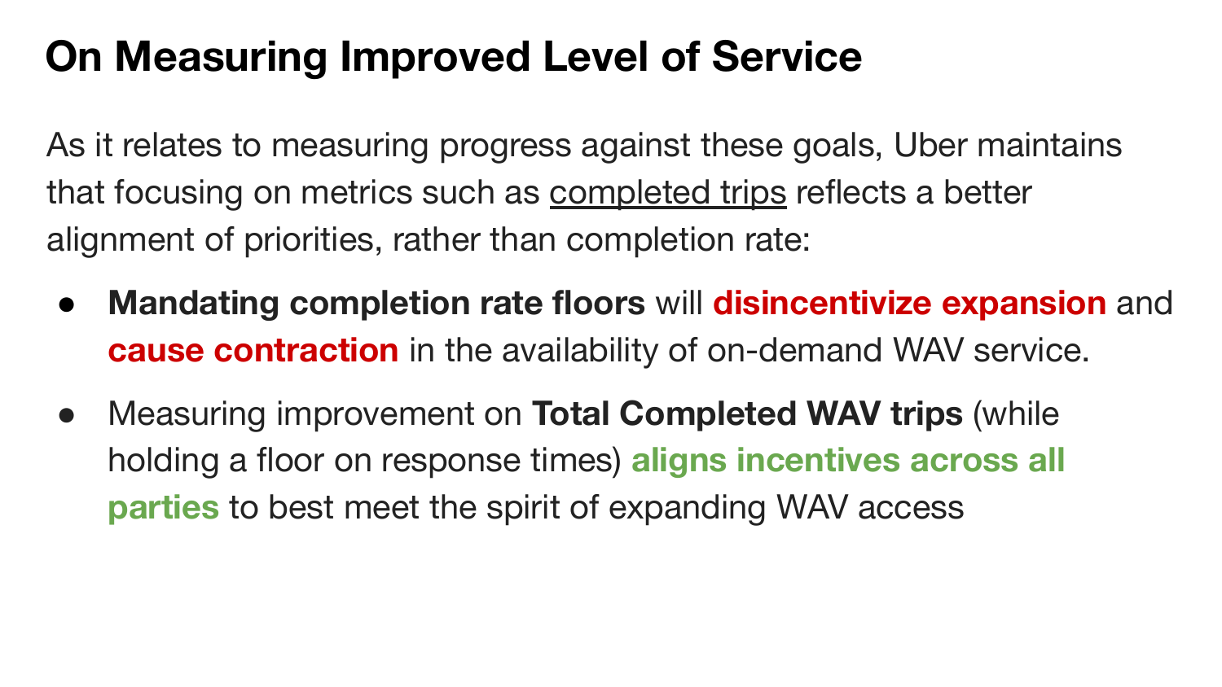# On Measuring Improved Level of Service

As it relates to measuring progress against these goals, Uber maintains that focusing on metrics such as <u>completed trips</u> reflects a better alignment of priorities, rather than completion rate:

- **Mandating completion rate floors** will **disincentivize expansion** and **cause contraction** in the availability of on-demand WAV service.
- Measuring improvement on **Total Completed WAV trips** (while holding a floor on response times) **aligns incentives across all parties** to best meet the spirit of expanding WAV access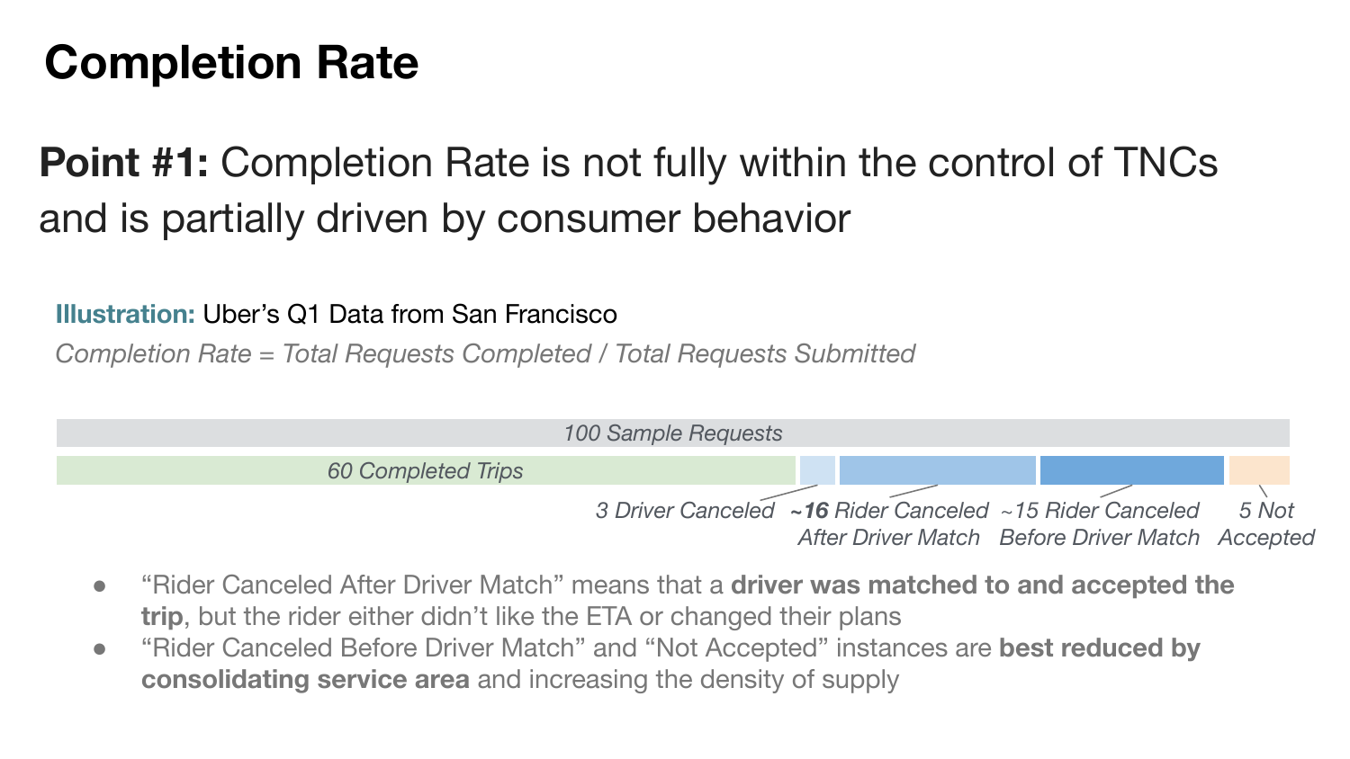# Completion Rate

**Point #1:** Completion Rate is not fully within the control of TNCs and is partially driven by consumer behavior

**Illustration:** Uber's Q1 Data from San Francisco

*Completion Rate = Total Requests Completed / Total Requests Submitted*

*100 Sample Requests*

*60 Completed Trips*

*3 Driver Canceled* | ***~16** Rider Canceled After Driver Match* | *~15 Rider Canceled Before Driver Match* | *5 Not Accepted*

- "Rider Canceled After Driver Match" means that a **driver was matched to and accepted the trip**, but the rider either didn't like the ETA or changed their plans
- "Rider Canceled Before Driver Match" and "Not Accepted" instances are **best reduced by consolidating service area** and increasing the density of supply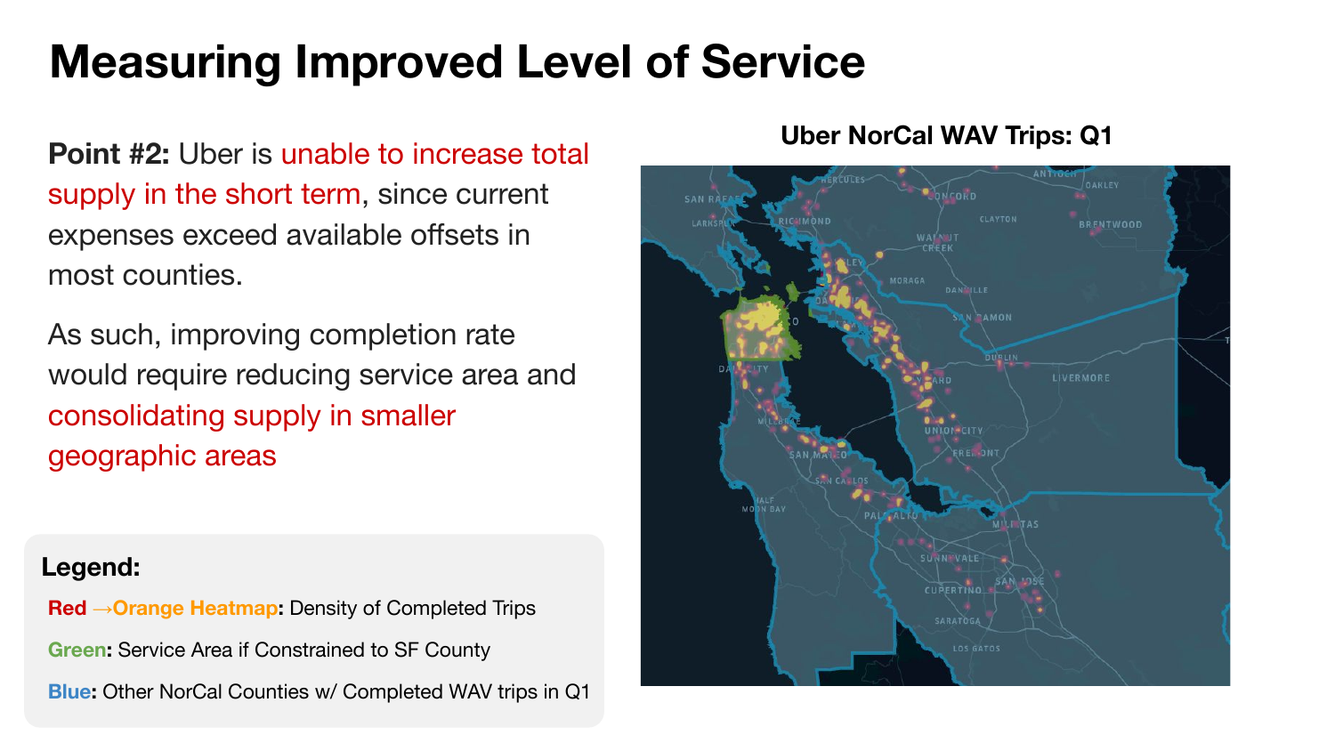# Measuring Improved Level of Service

**Point #2:** Uber is unable to increase total supply in the short term, since current expenses exceed available offsets in most counties.

As such, improving completion rate would require reducing service area and consolidating supply in smaller geographic areas

**Legend:**

**Red →Orange Heatmap**: Density of Completed Trips

**Green**: Service Area if Constrained to SF County

**Blue**: Other NorCal Counties w/ Completed WAV trips in Q1

**Uber NorCal WAV Trips: Q1**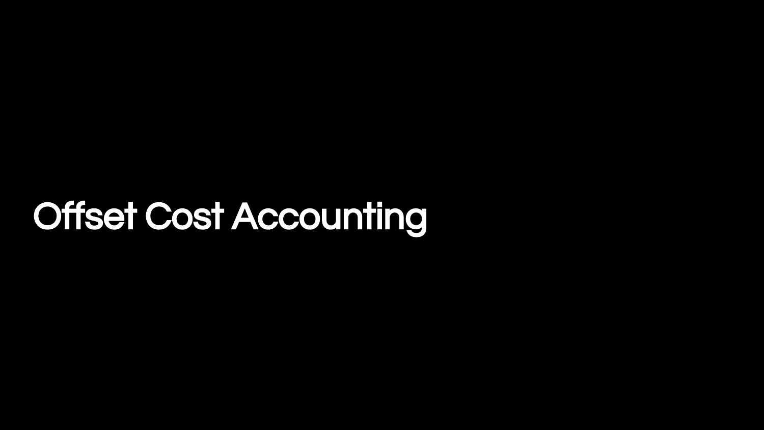# Offset Cost Accounting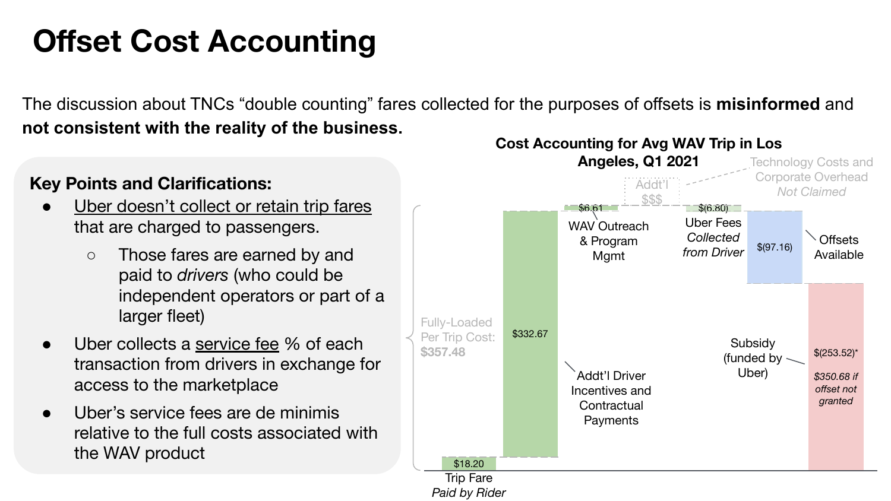# Offset Cost Accounting

The discussion about TNCs "double counting" fares collected for the purposes of offsets is **misinformed** and **not consistent with the reality of the business.**

**Key Points and Clarifications:**

- Uber doesn't collect or retain trip fares that are charged to passengers.
  - Those fares are earned by and paid to *drivers* (who could be independent operators or part of a larger fleet)
- Uber collects a service fee % of each transaction from drivers in exchange for access to the marketplace
- Uber's service fees are de minimis relative to the full costs associated with the WAV product

**Cost Accounting for Avg WAV Trip in Los Angeles, Q1 2021**

| Component | Amount |
|---|---|
| Trip Fare *Paid by Rider* | $18.20 |
| Addt'l Driver Incentives and Contractual Payments | $332.67 |
| WAV Outreach & Program Mgmt | $6.61 |
| Addt'l $$$ (Technology Costs and Corporate Overhead *Not Claimed*) | |
| Uber Fees *Collected from Driver* | $(6.80) |
| Offsets Available | $(97.16) |
| Subsidy (funded by Uber) | $(253.52)* |

Fully-Loaded Per Trip Cost: **$357.48**

*\*$350.68 if offset not granted*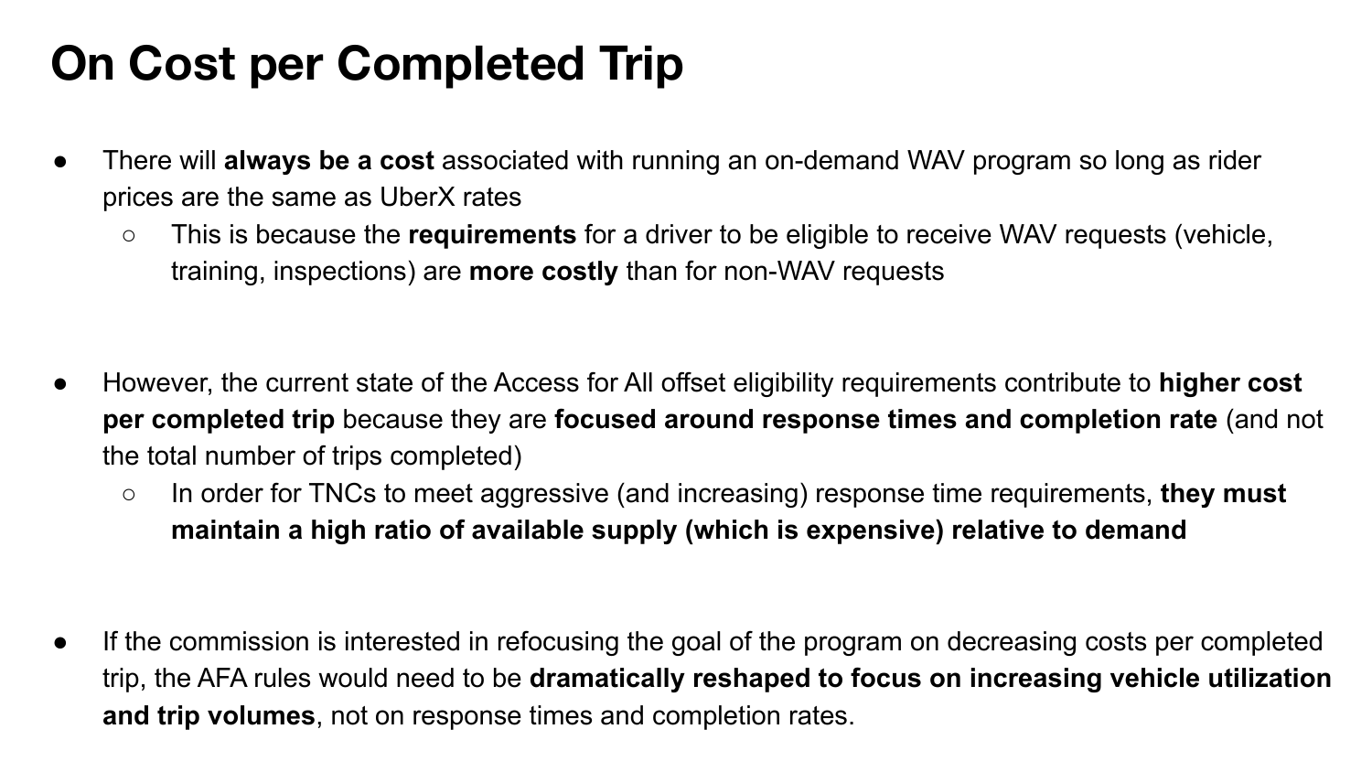# On Cost per Completed Trip

- There will **always be a cost** associated with running an on-demand WAV program so long as rider prices are the same as UberX rates
  - This is because the **requirements** for a driver to be eligible to receive WAV requests (vehicle, training, inspections) are **more costly** than for non-WAV requests
- However, the current state of the Access for All offset eligibility requirements contribute to **higher cost per completed trip** because they are **focused around response times and completion rate** (and not the total number of trips completed)
  - In order for TNCs to meet aggressive (and increasing) response time requirements, **they must maintain a high ratio of available supply (which is expensive) relative to demand**
- If the commission is interested in refocusing the goal of the program on decreasing costs per completed trip, the AFA rules would need to be **dramatically reshaped to focus on increasing vehicle utilization and trip volumes**, not on response times and completion rates.